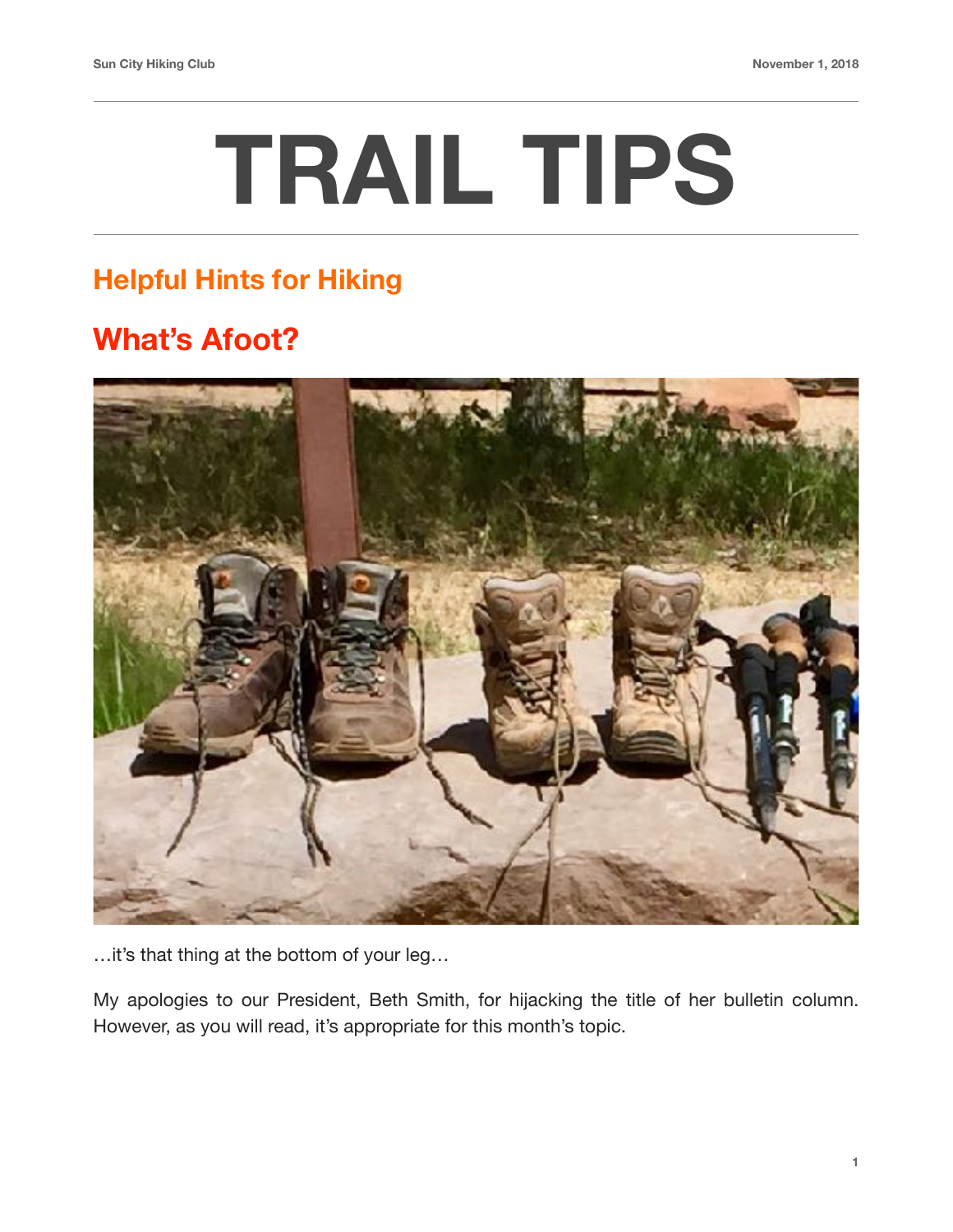# TRAIL TIPS

## Helpful Hints for Hiking

## What's Afoot?

…it's that thing at the bottom of your leg…

My apologies to our President, Beth Smith, for hijacking the title of her bulletin column. However, as you will read, it's appropriate for this month's topic.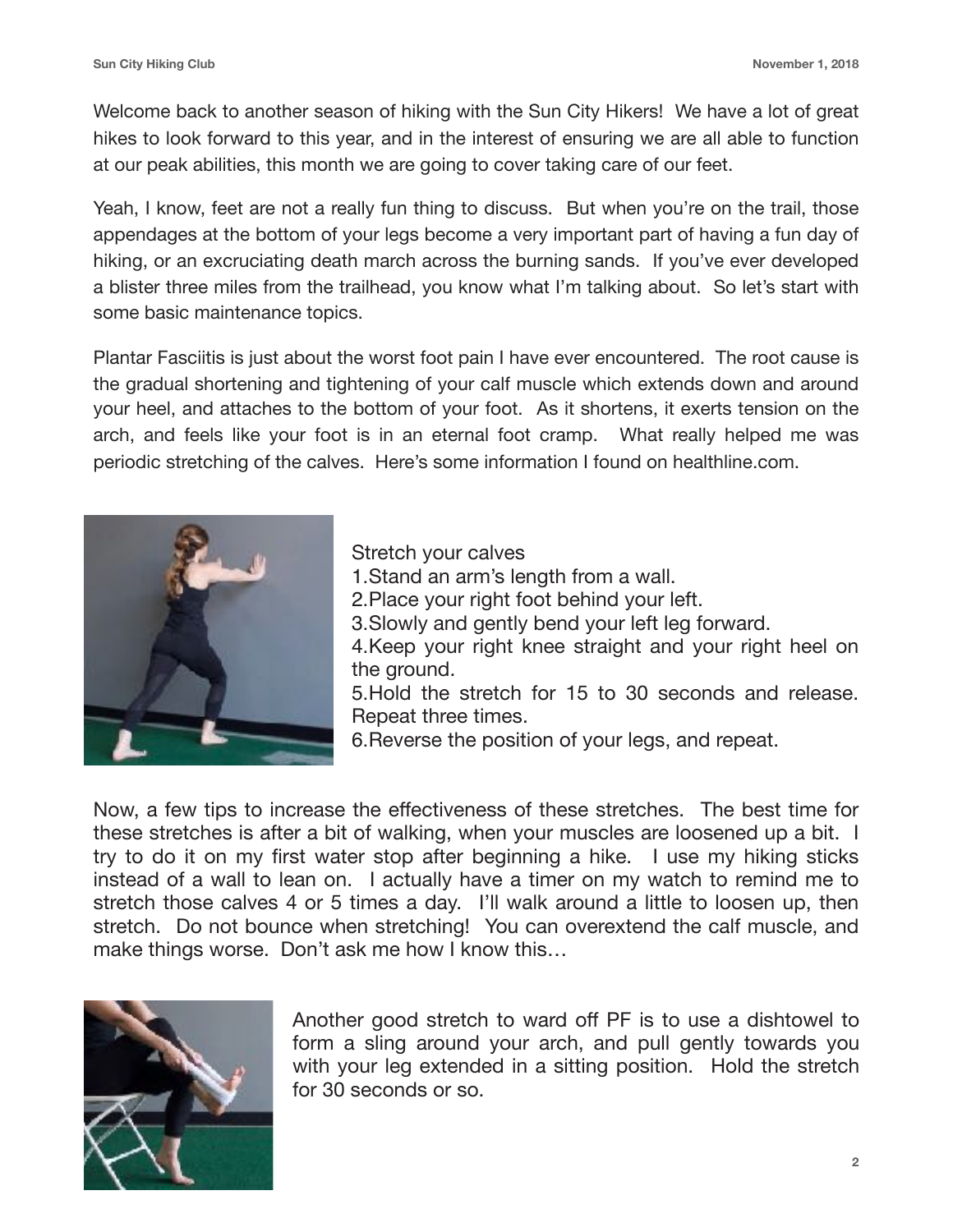Welcome back to another season of hiking with the Sun City Hikers! We have a lot of great hikes to look forward to this year, and in the interest of ensuring we are all able to function at our peak abilities, this month we are going to cover taking care of our feet.

Yeah, I know, feet are not a really fun thing to discuss. But when you're on the trail, those appendages at the bottom of your legs become a very important part of having a fun day of hiking, or an excruciating death march across the burning sands. If you've ever developed a blister three miles from the trailhead, you know what I'm talking about. So let's start with some basic maintenance topics.

Plantar Fasciitis is just about the worst foot pain I have ever encountered. The root cause is the gradual shortening and tightening of your calf muscle which extends down and around your heel, and attaches to the bottom of your foot. As it shortens, it exerts tension on the arch, and feels like your foot is in an eternal foot cramp. What really helped me was periodic stretching of the calves. Here's some information I found on healthline.com.

Stretch your calves

1. Stand an arm's length from a wall.
2. Place your right foot behind your left.
3. Slowly and gently bend your left leg forward.
4. Keep your right knee straight and your right heel on the ground.
5. Hold the stretch for 15 to 30 seconds and release. Repeat three times.
6. Reverse the position of your legs, and repeat.

Now, a few tips to increase the effectiveness of these stretches. The best time for these stretches is after a bit of walking, when your muscles are loosened up a bit. I try to do it on my first water stop after beginning a hike. I use my hiking sticks instead of a wall to lean on. I actually have a timer on my watch to remind me to stretch those calves 4 or 5 times a day. I'll walk around a little to loosen up, then stretch. Do not bounce when stretching! You can overextend the calf muscle, and make things worse. Don't ask me how I know this…

Another good stretch to ward off PF is to use a dishtowel to form a sling around your arch, and pull gently towards you with your leg extended in a sitting position. Hold the stretch for 30 seconds or so.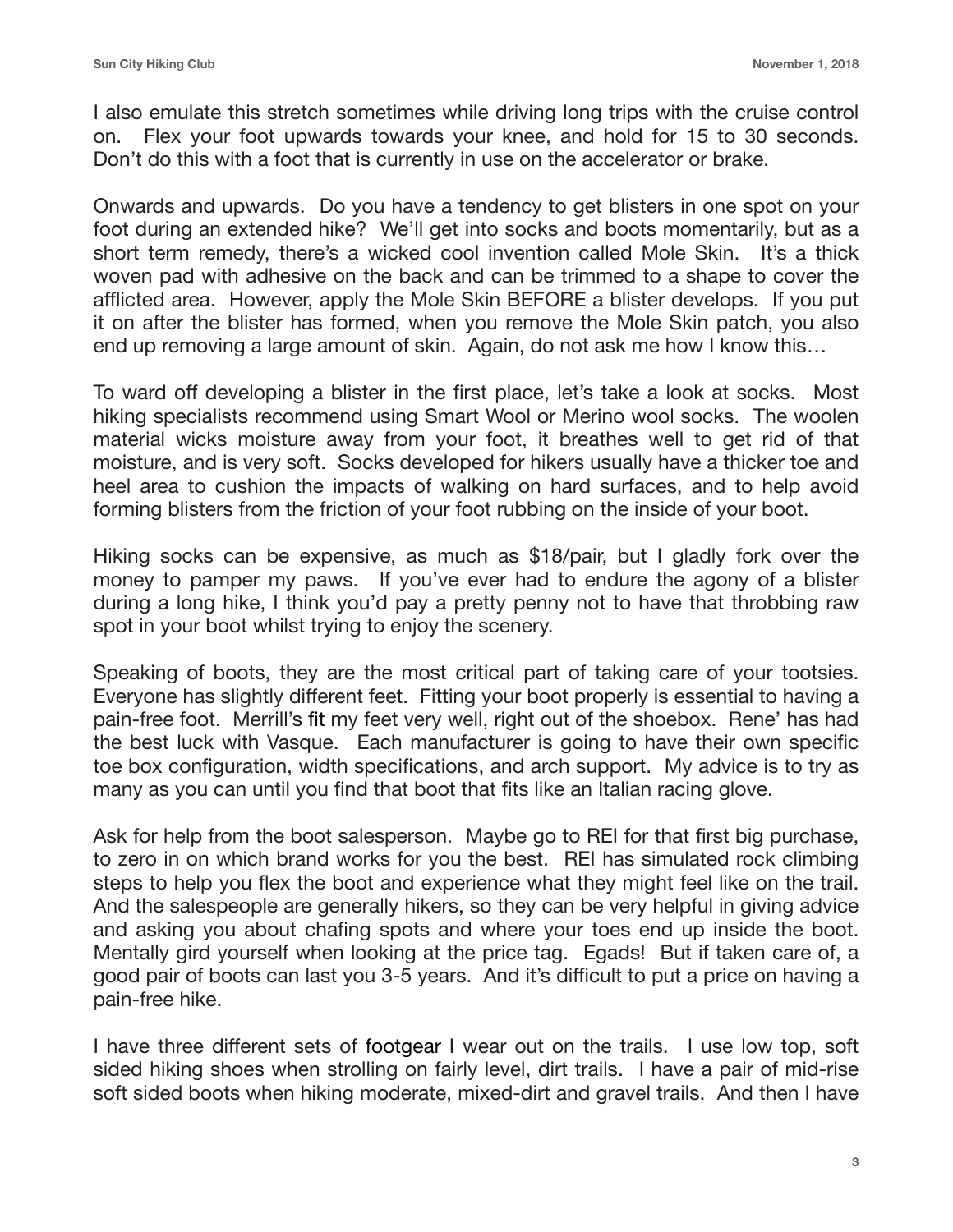I also emulate this stretch sometimes while driving long trips with the cruise control on. Flex your foot upwards towards your knee, and hold for 15 to 30 seconds. Don't do this with a foot that is currently in use on the accelerator or brake.

Onwards and upwards. Do you have a tendency to get blisters in one spot on your foot during an extended hike? We'll get into socks and boots momentarily, but as a short term remedy, there's a wicked cool invention called Mole Skin. It's a thick woven pad with adhesive on the back and can be trimmed to a shape to cover the afflicted area. However, apply the Mole Skin BEFORE a blister develops. If you put it on after the blister has formed, when you remove the Mole Skin patch, you also end up removing a large amount of skin. Again, do not ask me how I know this…

To ward off developing a blister in the first place, let's take a look at socks. Most hiking specialists recommend using Smart Wool or Merino wool socks. The woolen material wicks moisture away from your foot, it breathes well to get rid of that moisture, and is very soft. Socks developed for hikers usually have a thicker toe and heel area to cushion the impacts of walking on hard surfaces, and to help avoid forming blisters from the friction of your foot rubbing on the inside of your boot.

Hiking socks can be expensive, as much as $18/pair, but I gladly fork over the money to pamper my paws. If you've ever had to endure the agony of a blister during a long hike, I think you'd pay a pretty penny not to have that throbbing raw spot in your boot whilst trying to enjoy the scenery.

Speaking of boots, they are the most critical part of taking care of your tootsies. Everyone has slightly different feet. Fitting your boot properly is essential to having a pain-free foot. Merrill's fit my feet very well, right out of the shoebox. Rene' has had the best luck with Vasque. Each manufacturer is going to have their own specific toe box configuration, width specifications, and arch support. My advice is to try as many as you can until you find that boot that fits like an Italian racing glove.

Ask for help from the boot salesperson. Maybe go to REI for that first big purchase, to zero in on which brand works for you the best. REI has simulated rock climbing steps to help you flex the boot and experience what they might feel like on the trail. And the salespeople are generally hikers, so they can be very helpful in giving advice and asking you about chafing spots and where your toes end up inside the boot. Mentally gird yourself when looking at the price tag. Egads! But if taken care of, a good pair of boots can last you 3-5 years. And it's difficult to put a price on having a pain-free hike.

I have three different sets of footgear I wear out on the trails. I use low top, soft sided hiking shoes when strolling on fairly level, dirt trails. I have a pair of mid-rise soft sided boots when hiking moderate, mixed-dirt and gravel trails. And then I have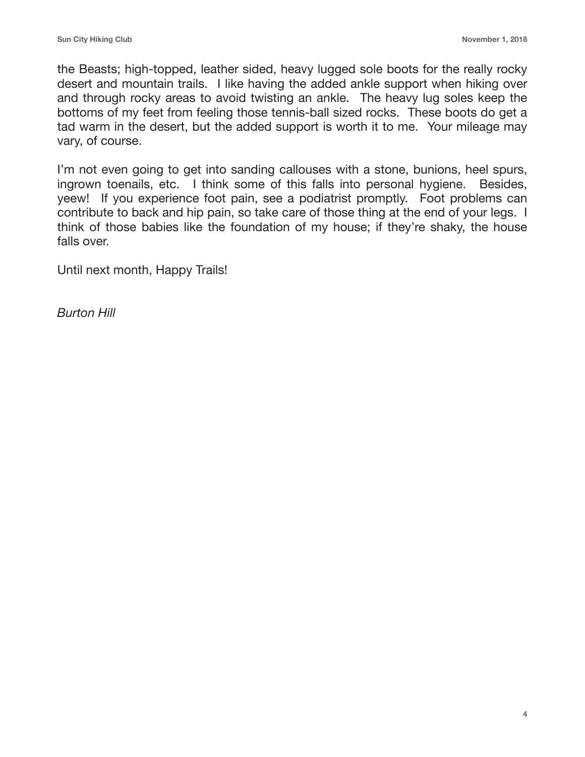the Beasts; high-topped, leather sided, heavy lugged sole boots for the really rocky desert and mountain trails. I like having the added ankle support when hiking over and through rocky areas to avoid twisting an ankle. The heavy lug soles keep the bottoms of my feet from feeling those tennis-ball sized rocks. These boots do get a tad warm in the desert, but the added support is worth it to me. Your mileage may vary, of course.

I'm not even going to get into sanding callouses with a stone, bunions, heel spurs, ingrown toenails, etc. I think some of this falls into personal hygiene. Besides, yeew! If you experience foot pain, see a podiatrist promptly. Foot problems can contribute to back and hip pain, so take care of those thing at the end of your legs. I think of those babies like the foundation of my house; if they're shaky, the house falls over.

Until next month, Happy Trails!

*Burton Hill*